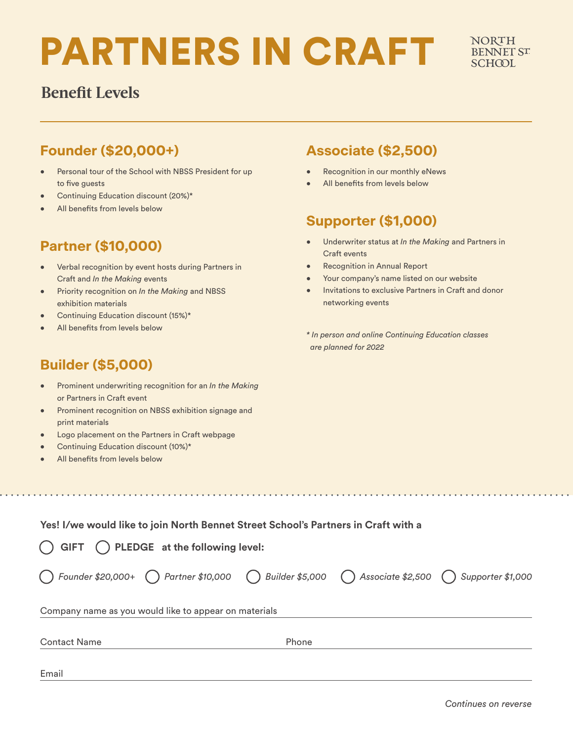# PARTNERS IN CRAFT

NORTH BENNET ST. SCHOOL

## Benefit Levels

### Founder ($20,000+)

- Personal tour of the School with NBSS President for up to five guests
- Continuing Education discount (20%)*
- All benefits from levels below

### Partner ($10,000)

- Verbal recognition by event hosts during Partners in Craft and *In the Making* events
- Priority recognition on *In the Making* and NBSS exhibition materials
- Continuing Education discount (15%)*
- All benefits from levels below

### Builder ($5,000)

- Prominent underwriting recognition for an *In the Making* or Partners in Craft event
- Prominent recognition on NBSS exhibition signage and print materials
- Logo placement on the Partners in Craft webpage
- Continuing Education discount (10%)*
- All benefits from levels below

### Associate ($2,500)

- Recognition in our monthly eNews
- All benefits from levels below

### Supporter ($1,000)

- Underwriter status at *In the Making* and Partners in Craft events
- Recognition in Annual Report
- Your company's name listed on our website
- Invitations to exclusive Partners in Craft and donor networking events

*\* In person and online Continuing Education classes are planned for 2022*

---

**Yes! I/we would like to join North Bennet Street School's Partners in Craft with a**

◯ **GIFT** ◯ **PLEDGE at the following level:**

◯ *Founder $20,000+* ◯ *Partner $10,000* ◯ *Builder $5,000* ◯ *Associate $2,500* ◯ *Supporter $1,000*

Company name as you would like to appear on materials ______________________________

Contact Name ______________________________ Phone ______________________________

Email ______________________________

*Continues on reverse*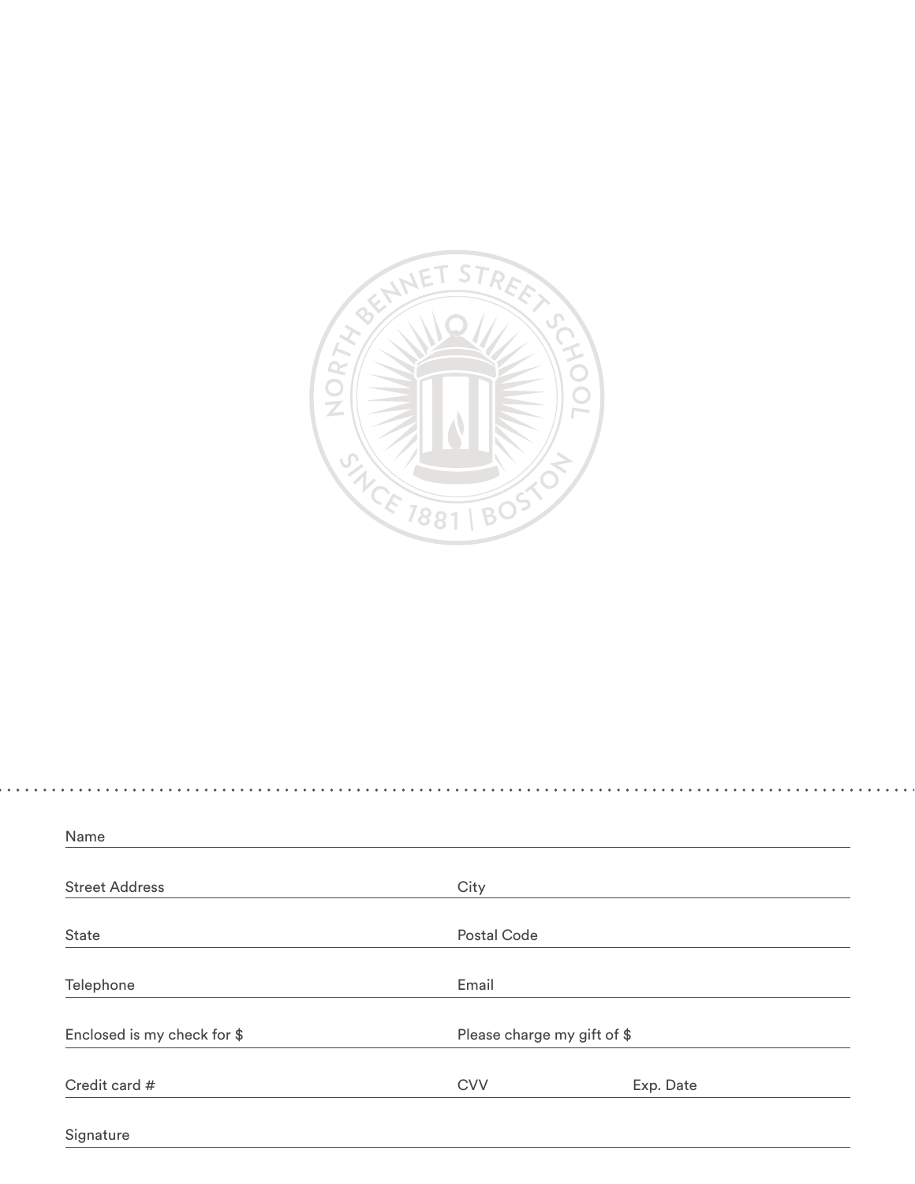Name

Street Address

City

State

Postal Code

Telephone

Email

Enclosed is my check for $

Please charge my gift of $

Credit card #

CVV

Exp. Date

Signature